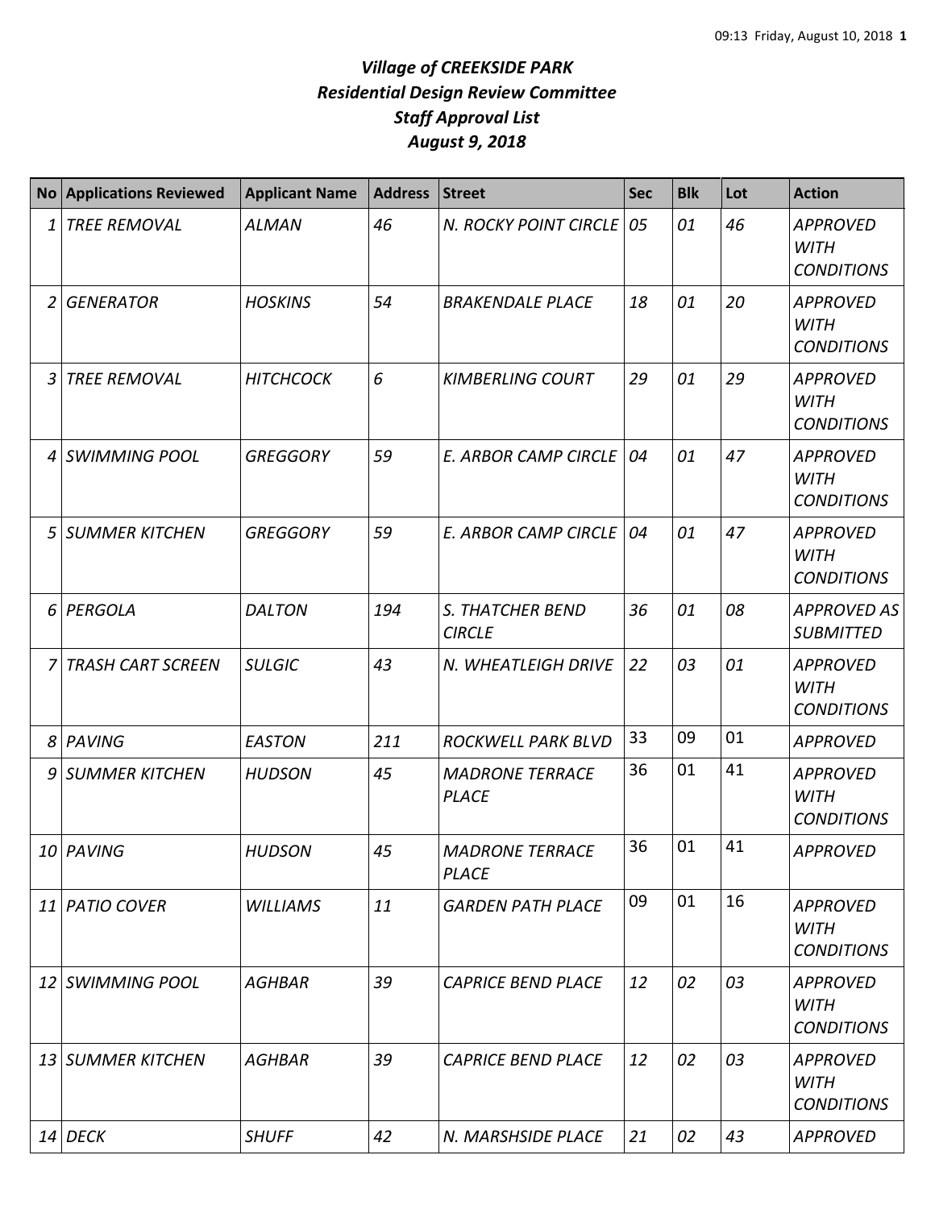# *Village of CREEKSIDE PARK*
## *Residential Design Review Committee*
## *Staff Approval List*
## *August 9, 2018*

| No | Applications Reviewed | Applicant Name | Address | Street | Sec | Blk | Lot | Action |
|---|---|---|---|---|---|---|---|---|
| 1 | TREE REMOVAL | ALMAN | 46 | N. ROCKY POINT CIRCLE | 05 | 01 | 46 | APPROVED WITH CONDITIONS |
| 2 | GENERATOR | HOSKINS | 54 | BRAKENDALE PLACE | 18 | 01 | 20 | APPROVED WITH CONDITIONS |
| 3 | TREE REMOVAL | HITCHCOCK | 6 | KIMBERLING COURT | 29 | 01 | 29 | APPROVED WITH CONDITIONS |
| 4 | SWIMMING POOL | GREGGORY | 59 | E. ARBOR CAMP CIRCLE | 04 | 01 | 47 | APPROVED WITH CONDITIONS |
| 5 | SUMMER KITCHEN | GREGGORY | 59 | E. ARBOR CAMP CIRCLE | 04 | 01 | 47 | APPROVED WITH CONDITIONS |
| 6 | PERGOLA | DALTON | 194 | S. THATCHER BEND CIRCLE | 36 | 01 | 08 | APPROVED AS SUBMITTED |
| 7 | TRASH CART SCREEN | SULGIC | 43 | N. WHEATLEIGH DRIVE | 22 | 03 | 01 | APPROVED WITH CONDITIONS |
| 8 | PAVING | EASTON | 211 | ROCKWELL PARK BLVD | 33 | 09 | 01 | APPROVED |
| 9 | SUMMER KITCHEN | HUDSON | 45 | MADRONE TERRACE PLACE | 36 | 01 | 41 | APPROVED WITH CONDITIONS |
| 10 | PAVING | HUDSON | 45 | MADRONE TERRACE PLACE | 36 | 01 | 41 | APPROVED |
| 11 | PATIO COVER | WILLIAMS | 11 | GARDEN PATH PLACE | 09 | 01 | 16 | APPROVED WITH CONDITIONS |
| 12 | SWIMMING POOL | AGHBAR | 39 | CAPRICE BEND PLACE | 12 | 02 | 03 | APPROVED WITH CONDITIONS |
| 13 | SUMMER KITCHEN | AGHBAR | 39 | CAPRICE BEND PLACE | 12 | 02 | 03 | APPROVED WITH CONDITIONS |
| 14 | DECK | SHUFF | 42 | N. MARSHSIDE PLACE | 21 | 02 | 43 | APPROVED |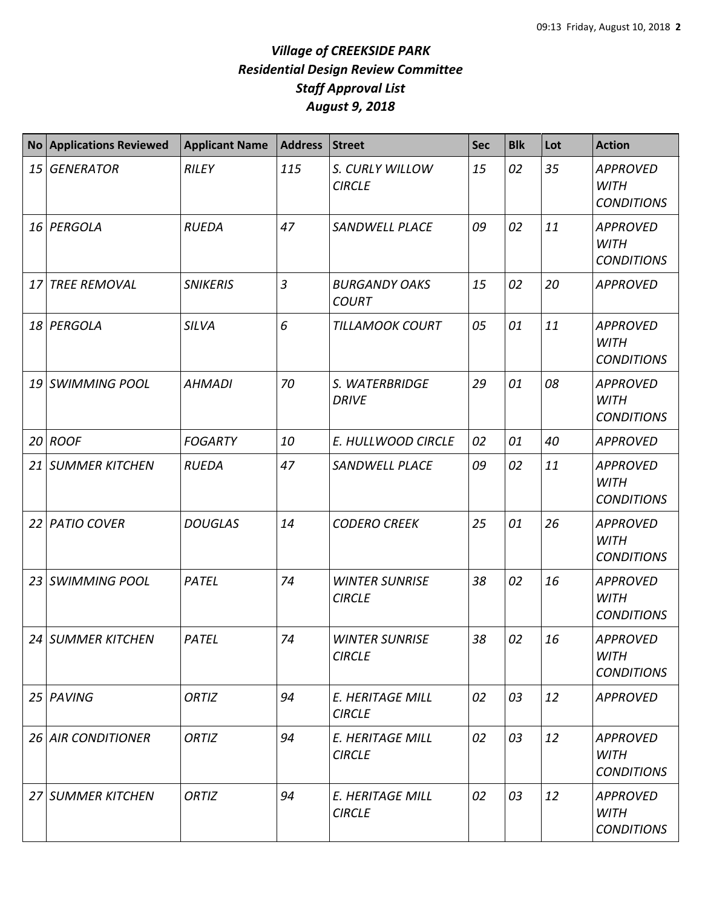# *Village of CREEKSIDE PARK*
# *Residential Design Review Committee*
# *Staff Approval List*
# *August 9, 2018*

| No | Applications Reviewed | Applicant Name | Address | Street | Sec | Blk | Lot | Action |
|---|---|---|---|---|---|---|---|---|
| *15* | *GENERATOR* | *RILEY* | *115* | *S. CURLY WILLOW CIRCLE* | *15* | *02* | *35* | *APPROVED WITH CONDITIONS* |
| *16* | *PERGOLA* | *RUEDA* | *47* | *SANDWELL PLACE* | *09* | *02* | *11* | *APPROVED WITH CONDITIONS* |
| *17* | *TREE REMOVAL* | *SNIKERIS* | *3* | *BURGANDY OAKS COURT* | *15* | *02* | *20* | *APPROVED* |
| *18* | *PERGOLA* | *SILVA* | *6* | *TILLAMOOK COURT* | *05* | *01* | *11* | *APPROVED WITH CONDITIONS* |
| *19* | *SWIMMING POOL* | *AHMADI* | *70* | *S. WATERBRIDGE DRIVE* | *29* | *01* | *08* | *APPROVED WITH CONDITIONS* |
| *20* | *ROOF* | *FOGARTY* | *10* | *E. HULLWOOD CIRCLE* | *02* | *01* | *40* | *APPROVED* |
| *21* | *SUMMER KITCHEN* | *RUEDA* | *47* | *SANDWELL PLACE* | *09* | *02* | *11* | *APPROVED WITH CONDITIONS* |
| *22* | *PATIO COVER* | *DOUGLAS* | *14* | *CODERO CREEK* | *25* | *01* | *26* | *APPROVED WITH CONDITIONS* |
| *23* | *SWIMMING POOL* | *PATEL* | *74* | *WINTER SUNRISE CIRCLE* | *38* | *02* | *16* | *APPROVED WITH CONDITIONS* |
| *24* | *SUMMER KITCHEN* | *PATEL* | *74* | *WINTER SUNRISE CIRCLE* | *38* | *02* | *16* | *APPROVED WITH CONDITIONS* |
| *25* | *PAVING* | *ORTIZ* | *94* | *E. HERITAGE MILL CIRCLE* | *02* | *03* | *12* | *APPROVED* |
| *26* | *AIR CONDITIONER* | *ORTIZ* | *94* | *E. HERITAGE MILL CIRCLE* | *02* | *03* | *12* | *APPROVED WITH CONDITIONS* |
| *27* | *SUMMER KITCHEN* | *ORTIZ* | *94* | *E. HERITAGE MILL CIRCLE* | *02* | *03* | *12* | *APPROVED WITH CONDITIONS* |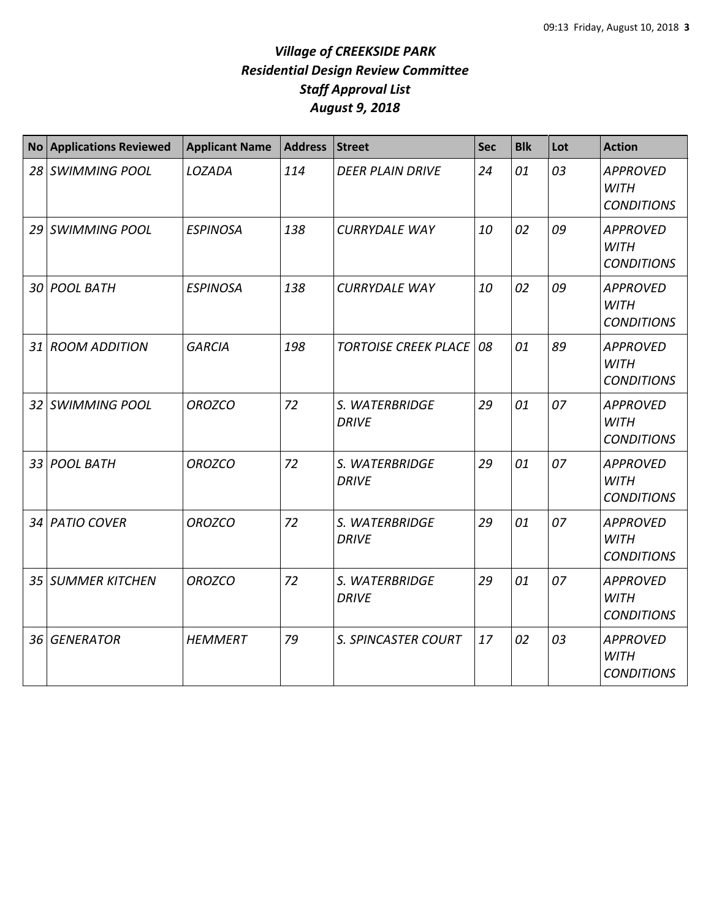# *Village of CREEKSIDE PARK*
## *Residential Design Review Committee*
## *Staff Approval List*
## *August 9, 2018*

| No | Applications Reviewed | Applicant Name | Address | Street | Sec | Blk | Lot | Action |
|---|---|---|---|---|---|---|---|---|
| *28* | *SWIMMING POOL* | *LOZADA* | *114* | *DEER PLAIN DRIVE* | *24* | *01* | *03* | *APPROVED WITH CONDITIONS* |
| *29* | *SWIMMING POOL* | *ESPINOSA* | *138* | *CURRYDALE WAY* | *10* | *02* | *09* | *APPROVED WITH CONDITIONS* |
| *30* | *POOL BATH* | *ESPINOSA* | *138* | *CURRYDALE WAY* | *10* | *02* | *09* | *APPROVED WITH CONDITIONS* |
| *31* | *ROOM ADDITION* | *GARCIA* | *198* | *TORTOISE CREEK PLACE* | *08* | *01* | *89* | *APPROVED WITH CONDITIONS* |
| *32* | *SWIMMING POOL* | *OROZCO* | *72* | *S. WATERBRIDGE DRIVE* | *29* | *01* | *07* | *APPROVED WITH CONDITIONS* |
| *33* | *POOL BATH* | *OROZCO* | *72* | *S. WATERBRIDGE DRIVE* | *29* | *01* | *07* | *APPROVED WITH CONDITIONS* |
| *34* | *PATIO COVER* | *OROZCO* | *72* | *S. WATERBRIDGE DRIVE* | *29* | *01* | *07* | *APPROVED WITH CONDITIONS* |
| *35* | *SUMMER KITCHEN* | *OROZCO* | *72* | *S. WATERBRIDGE DRIVE* | *29* | *01* | *07* | *APPROVED WITH CONDITIONS* |
| *36* | *GENERATOR* | *HEMMERT* | *79* | *S. SPINCASTER COURT* | *17* | *02* | *03* | *APPROVED WITH CONDITIONS* |